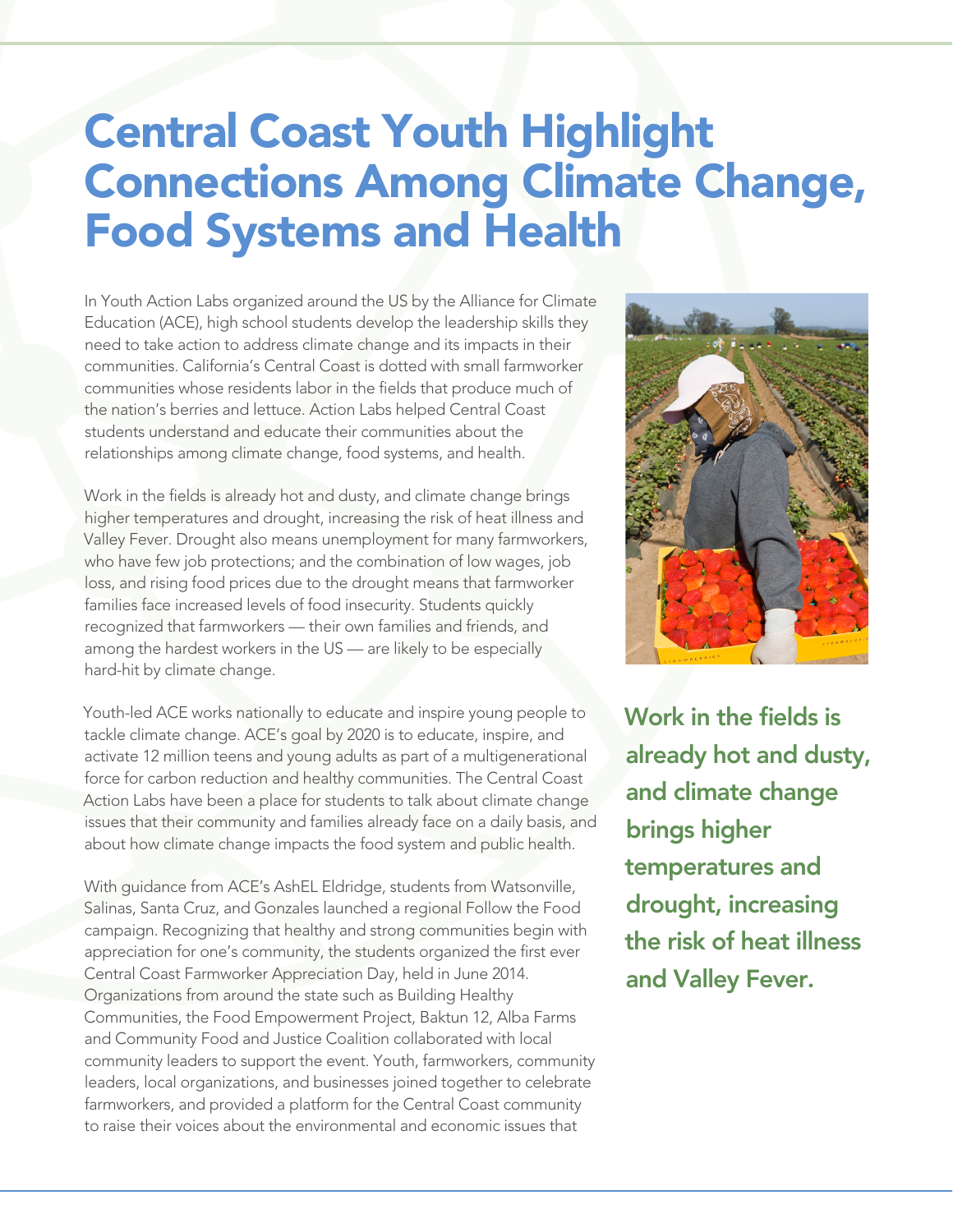# Central Coast Youth Highlight Connections Among Climate Change, Food Systems and Health

In Youth Action Labs organized around the US by the Alliance for Climate Education (ACE), high school students develop the leadership skills they need to take action to address climate change and its impacts in their communities. California's Central Coast is dotted with small farmworker communities whose residents labor in the fields that produce much of the nation's berries and lettuce. Action Labs helped Central Coast students understand and educate their communities about the relationships among climate change, food systems, and health.

Work in the fields is already hot and dusty, and climate change brings higher temperatures and drought, increasing the risk of heat illness and Valley Fever. Drought also means unemployment for many farmworkers, who have few job protections; and the combination of low wages, job loss, and rising food prices due to the drought means that farmworker families face increased levels of food insecurity. Students quickly recognized that farmworkers — their own families and friends, and among the hardest workers in the US — are likely to be especially hard-hit by climate change.

**Work in the fields is already hot and dusty, and climate change brings higher temperatures and drought, increasing the risk of heat illness and Valley Fever.**

Youth-led ACE works nationally to educate and inspire young people to tackle climate change. ACE's goal by 2020 is to educate, inspire, and activate 12 million teens and young adults as part of a multigenerational force for carbon reduction and healthy communities. The Central Coast Action Labs have been a place for students to talk about climate change issues that their community and families already face on a daily basis, and about how climate change impacts the food system and public health.

With guidance from ACE's AshEL Eldridge, students from Watsonville, Salinas, Santa Cruz, and Gonzales launched a regional Follow the Food campaign. Recognizing that healthy and strong communities begin with appreciation for one's community, the students organized the first ever Central Coast Farmworker Appreciation Day, held in June 2014. Organizations from around the state such as Building Healthy Communities, the Food Empowerment Project, Baktun 12, Alba Farms and Community Food and Justice Coalition collaborated with local community leaders to support the event. Youth, farmworkers, community leaders, local organizations, and businesses joined together to celebrate farmworkers, and provided a platform for the Central Coast community to raise their voices about the environmental and economic issues that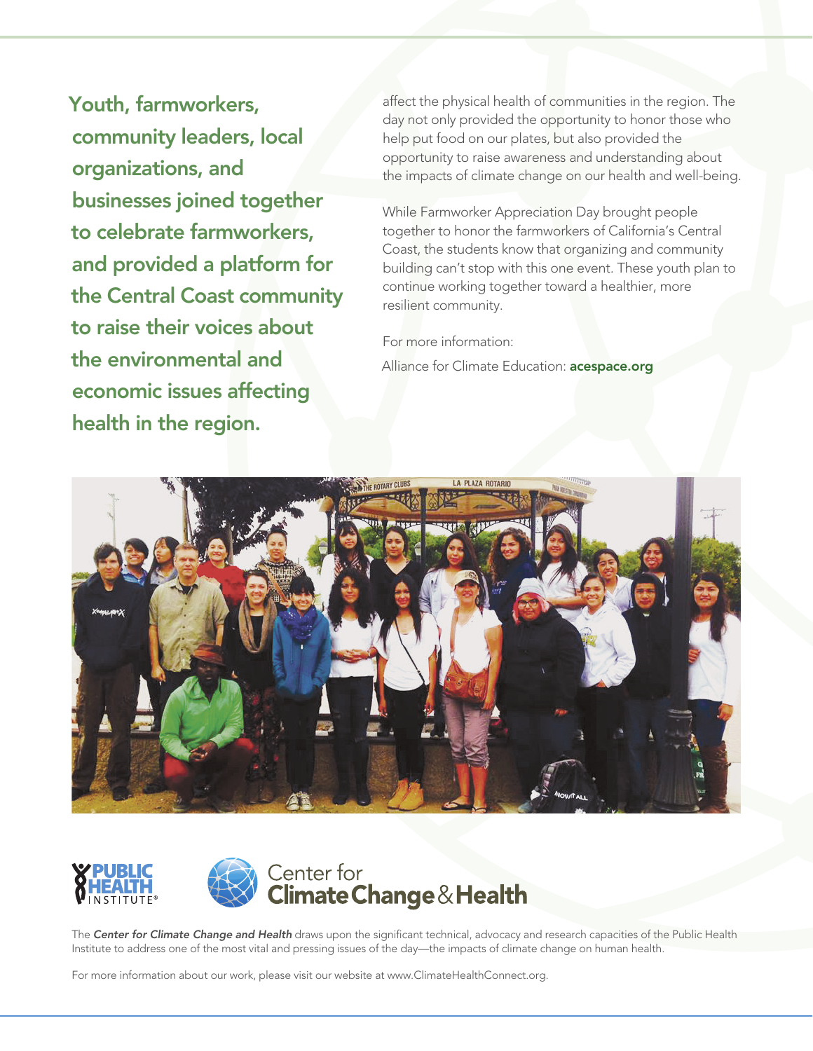**Youth, farmworkers, community leaders, local organizations, and businesses joined together to celebrate farmworkers, and provided a platform for the Central Coast community to raise their voices about the environmental and economic issues affecting health in the region.**

affect the physical health of communities in the region. The day not only provided the opportunity to honor those who help put food on our plates, but also provided the opportunity to raise awareness and understanding about the impacts of climate change on our health and well-being.

While Farmworker Appreciation Day brought people together to honor the farmworkers of California's Central Coast, the students know that organizing and community building can't stop with this one event. These youth plan to continue working together toward a healthier, more resilient community.

For more information:

Alliance for Climate Education: **acespace.org**

PUBLIC HEALTH INSTITUTE®

Center for **Climate Change & Health**

The ***Center for Climate Change and Health*** draws upon the significant technical, advocacy and research capacities of the Public Health Institute to address one of the most vital and pressing issues of the day—the impacts of climate change on human health.

For more information about our work, please visit our website at www.ClimateHealthConnect.org.